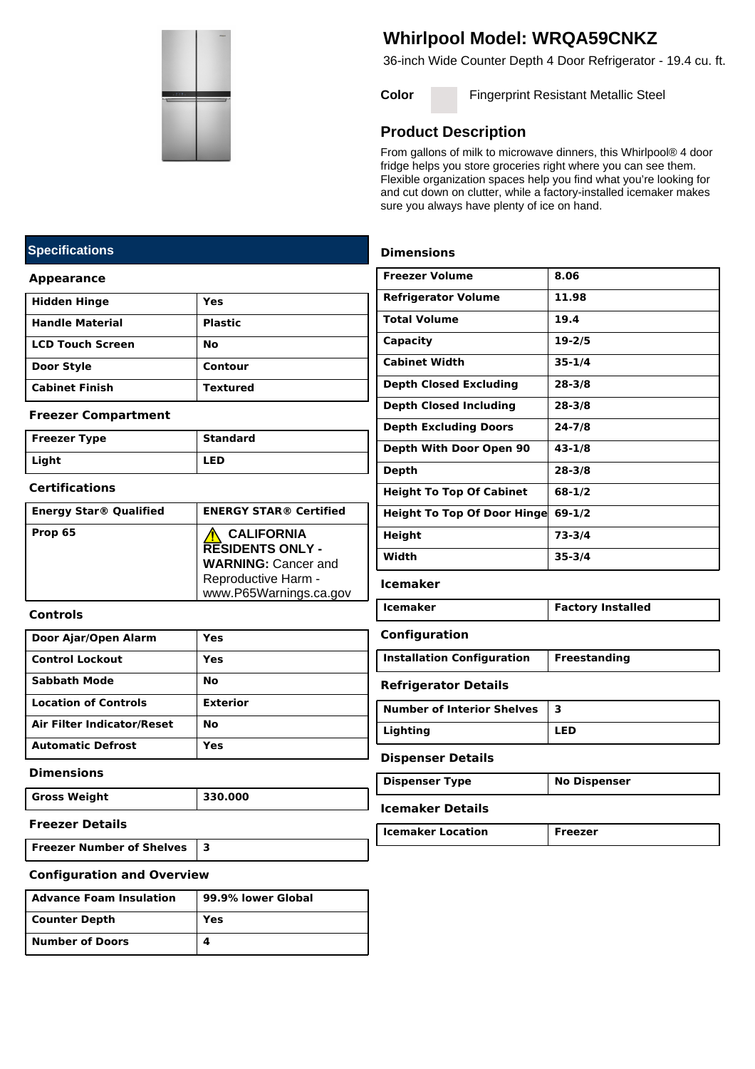# Whirlpool Model: WRQA59CNKZ

36-inch Wide Counter Depth 4 Door Refrigerator - 19.4 cu. ft.

**Color** Fingerprint Resistant Metallic Steel

## Product Description

From gallons of milk to microwave dinners, this Whirlpool® 4 door fridge helps you store groceries right where you can see them. Flexible organization spaces help you find what you're looking for and cut down on clutter, while a factory-installed icemaker makes sure you always have plenty of ice on hand.

## Specifications

### Appearance

| | |
|---|---|
| **Hidden Hinge** | **Yes** |
| **Handle Material** | **Plastic** |
| **LCD Touch Screen** | **No** |
| **Door Style** | **Contour** |
| **Cabinet Finish** | **Textured** |

### Freezer Compartment

| | |
|---|---|
| **Freezer Type** | **Standard** |
| **Light** | **LED** |

### Certifications

| | |
|---|---|
| **Energy Star® Qualified** | **ENERGY STAR® Certified** |
| **Prop 65** | ⚠ **CALIFORNIA RESIDENTS ONLY - WARNING:** Cancer and Reproductive Harm - www.P65Warnings.ca.gov |

### Controls

| | |
|---|---|
| **Door Ajar/Open Alarm** | **Yes** |
| **Control Lockout** | **Yes** |
| **Sabbath Mode** | **No** |
| **Location of Controls** | **Exterior** |
| **Air Filter Indicator/Reset** | **No** |
| **Automatic Defrost** | **Yes** |

### Dimensions

| | |
|---|---|
| **Gross Weight** | **330.000** |

### Freezer Details

| | |
|---|---|
| **Freezer Number of Shelves** | **3** |

### Configuration and Overview

| | |
|---|---|
| **Advance Foam Insulation** | **99.9% lower Global** |
| **Counter Depth** | **Yes** |
| **Number of Doors** | **4** |

### Dimensions

| | |
|---|---|
| **Freezer Volume** | **8.06** |
| **Refrigerator Volume** | **11.98** |
| **Total Volume** | **19.4** |
| **Capacity** | **19-2/5** |
| **Cabinet Width** | **35-1/4** |
| **Depth Closed Excluding** | **28-3/8** |
| **Depth Closed Including** | **28-3/8** |
| **Depth Excluding Doors** | **24-7/8** |
| **Depth With Door Open 90** | **43-1/8** |
| **Depth** | **28-3/8** |
| **Height To Top Of Cabinet** | **68-1/2** |
| **Height To Top Of Door Hinge** | **69-1/2** |
| **Height** | **73-3/4** |
| **Width** | **35-3/4** |

### Icemaker

| | |
|---|---|
| **Icemaker** | **Factory Installed** |

### Configuration

| | |
|---|---|
| **Installation Configuration** | **Freestanding** |

### Refrigerator Details

| | |
|---|---|
| **Number of Interior Shelves** | **3** |
| **Lighting** | **LED** |

### Dispenser Details

| | |
|---|---|
| **Dispenser Type** | **No Dispenser** |

### Icemaker Details

| | |
|---|---|
| **Icemaker Location** | **Freezer** |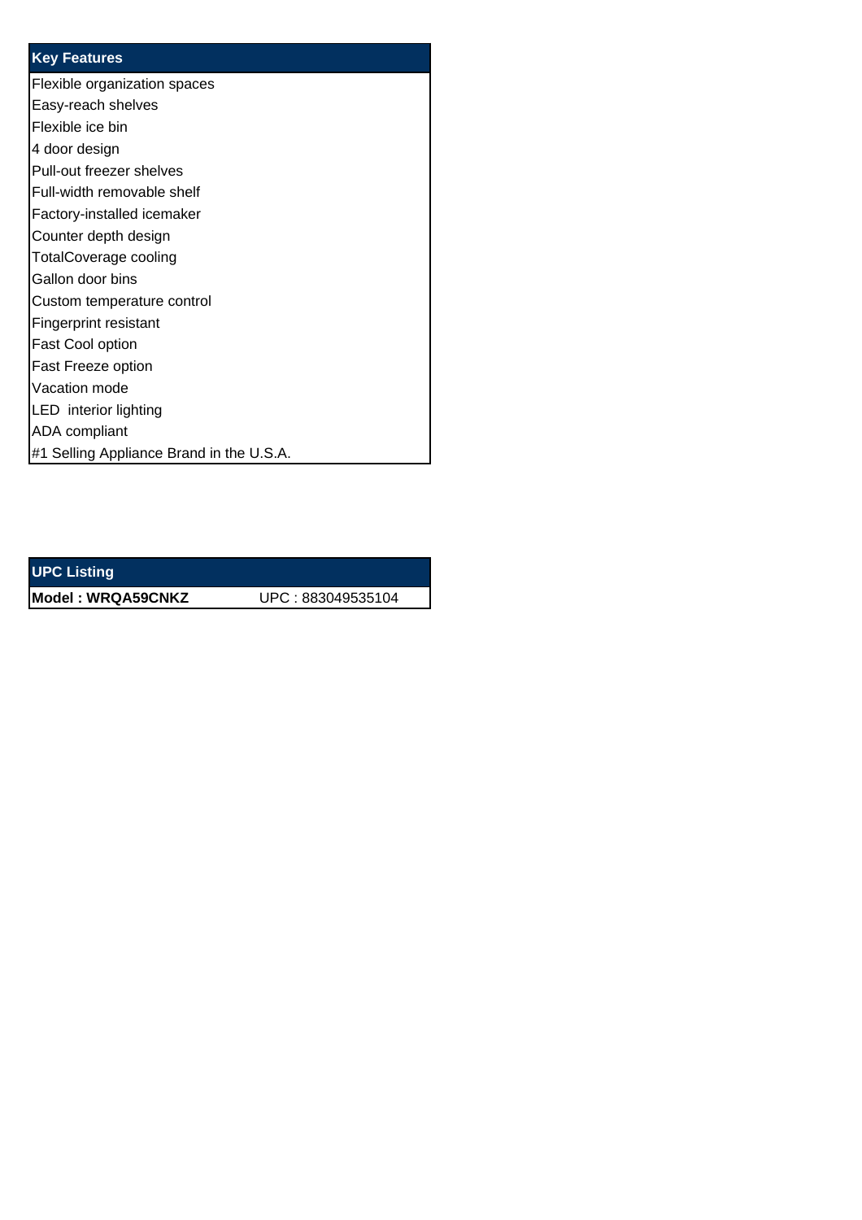| Key Features |
|---|
| Flexible organization spaces |
| Easy-reach shelves |
| Flexible ice bin |
| 4 door design |
| Pull-out freezer shelves |
| Full-width removable shelf |
| Factory-installed icemaker |
| Counter depth design |
| TotalCoverage cooling |
| Gallon door bins |
| Custom temperature control |
| Fingerprint resistant |
| Fast Cool option |
| Fast Freeze option |
| Vacation mode |
| LED  interior lighting |
| ADA compliant |
| #1 Selling Appliance Brand in the U.S.A. |

| UPC Listing | |
|---|---|
| **Model : WRQA59CNKZ** | UPC : 883049535104 |